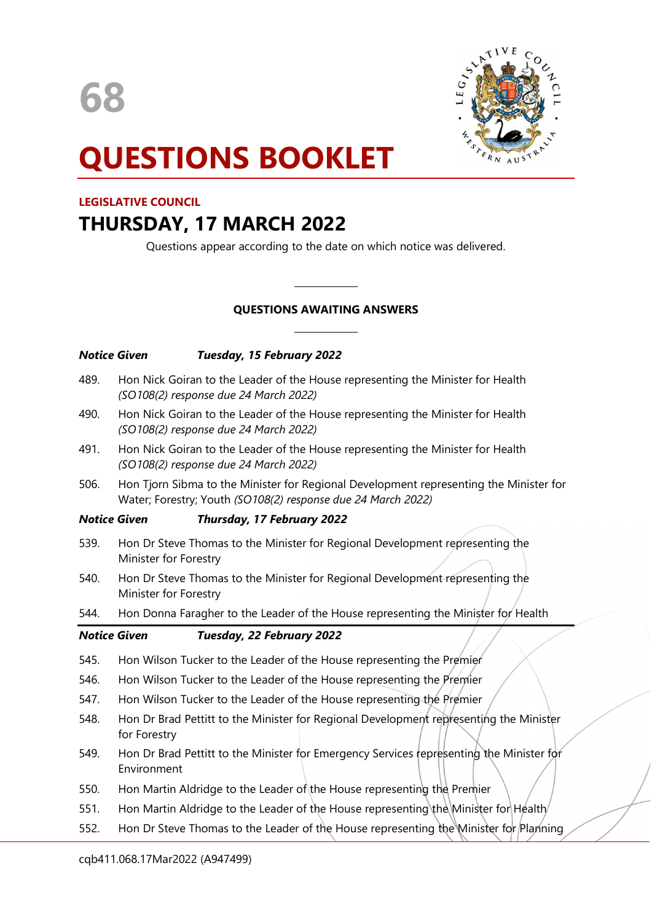# 68

# QUESTIONS BOOKLET

**LEGISLATIVE COUNCIL**

## THURSDAY, 17 MARCH 2022

Questions appear according to the date on which notice was delivered.

---

**QUESTIONS AWAITING ANSWERS**

---

***Notice Given*** ***Tuesday, 15 February 2022***

489. Hon Nick Goiran to the Leader of the House representing the Minister for Health *(SO108(2) response due 24 March 2022)*
490. Hon Nick Goiran to the Leader of the House representing the Minister for Health *(SO108(2) response due 24 March 2022)*
491. Hon Nick Goiran to the Leader of the House representing the Minister for Health *(SO108(2) response due 24 March 2022)*
506. Hon Tjorn Sibma to the Minister for Regional Development representing the Minister for Water; Forestry; Youth *(SO108(2) response due 24 March 2022)*

***Notice Given*** ***Thursday, 17 February 2022***

539. Hon Dr Steve Thomas to the Minister for Regional Development representing the Minister for Forestry
540. Hon Dr Steve Thomas to the Minister for Regional Development representing the Minister for Forestry
544. Hon Donna Faragher to the Leader of the House representing the Minister for Health

***Notice Given*** ***Tuesday, 22 February 2022***

545. Hon Wilson Tucker to the Leader of the House representing the Premier
546. Hon Wilson Tucker to the Leader of the House representing the Premier
547. Hon Wilson Tucker to the Leader of the House representing the Premier
548. Hon Dr Brad Pettitt to the Minister for Regional Development representing the Minister for Forestry
549. Hon Dr Brad Pettitt to the Minister for Emergency Services representing the Minister for Environment
550. Hon Martin Aldridge to the Leader of the House representing the Premier
551. Hon Martin Aldridge to the Leader of the House representing the Minister for Health
552. Hon Dr Steve Thomas to the Leader of the House representing the Minister for Planning

cqb411.068.17Mar2022 (A947499)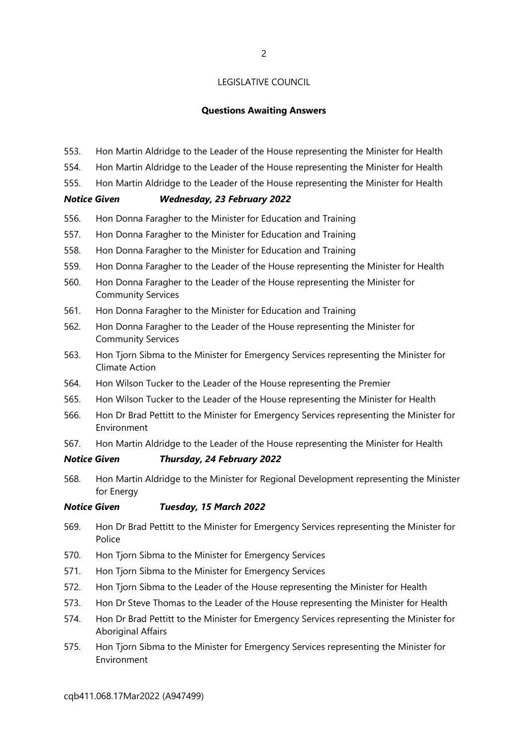LEGISLATIVE COUNCIL

**Questions Awaiting Answers**

553. Hon Martin Aldridge to the Leader of the House representing the Minister for Health
554. Hon Martin Aldridge to the Leader of the House representing the Minister for Health
555. Hon Martin Aldridge to the Leader of the House representing the Minister for Health

***Notice Given Wednesday, 23 February 2022***

556. Hon Donna Faragher to the Minister for Education and Training
557. Hon Donna Faragher to the Minister for Education and Training
558. Hon Donna Faragher to the Minister for Education and Training
559. Hon Donna Faragher to the Leader of the House representing the Minister for Health
560. Hon Donna Faragher to the Leader of the House representing the Minister for Community Services
561. Hon Donna Faragher to the Minister for Education and Training
562. Hon Donna Faragher to the Leader of the House representing the Minister for Community Services
563. Hon Tjorn Sibma to the Minister for Emergency Services representing the Minister for Climate Action
564. Hon Wilson Tucker to the Leader of the House representing the Premier
565. Hon Wilson Tucker to the Leader of the House representing the Minister for Health
566. Hon Dr Brad Pettitt to the Minister for Emergency Services representing the Minister for Environment
567. Hon Martin Aldridge to the Leader of the House representing the Minister for Health

***Notice Given Thursday, 24 February 2022***

568. Hon Martin Aldridge to the Minister for Regional Development representing the Minister for Energy

***Notice Given Tuesday, 15 March 2022***

569. Hon Dr Brad Pettitt to the Minister for Emergency Services representing the Minister for Police
570. Hon Tjorn Sibma to the Minister for Emergency Services
571. Hon Tjorn Sibma to the Minister for Emergency Services
572. Hon Tjorn Sibma to the Leader of the House representing the Minister for Health
573. Hon Dr Steve Thomas to the Leader of the House representing the Minister for Health
574. Hon Dr Brad Pettitt to the Minister for Emergency Services representing the Minister for Aboriginal Affairs
575. Hon Tjorn Sibma to the Minister for Emergency Services representing the Minister for Environment

cqb411.068.17Mar2022 (A947499)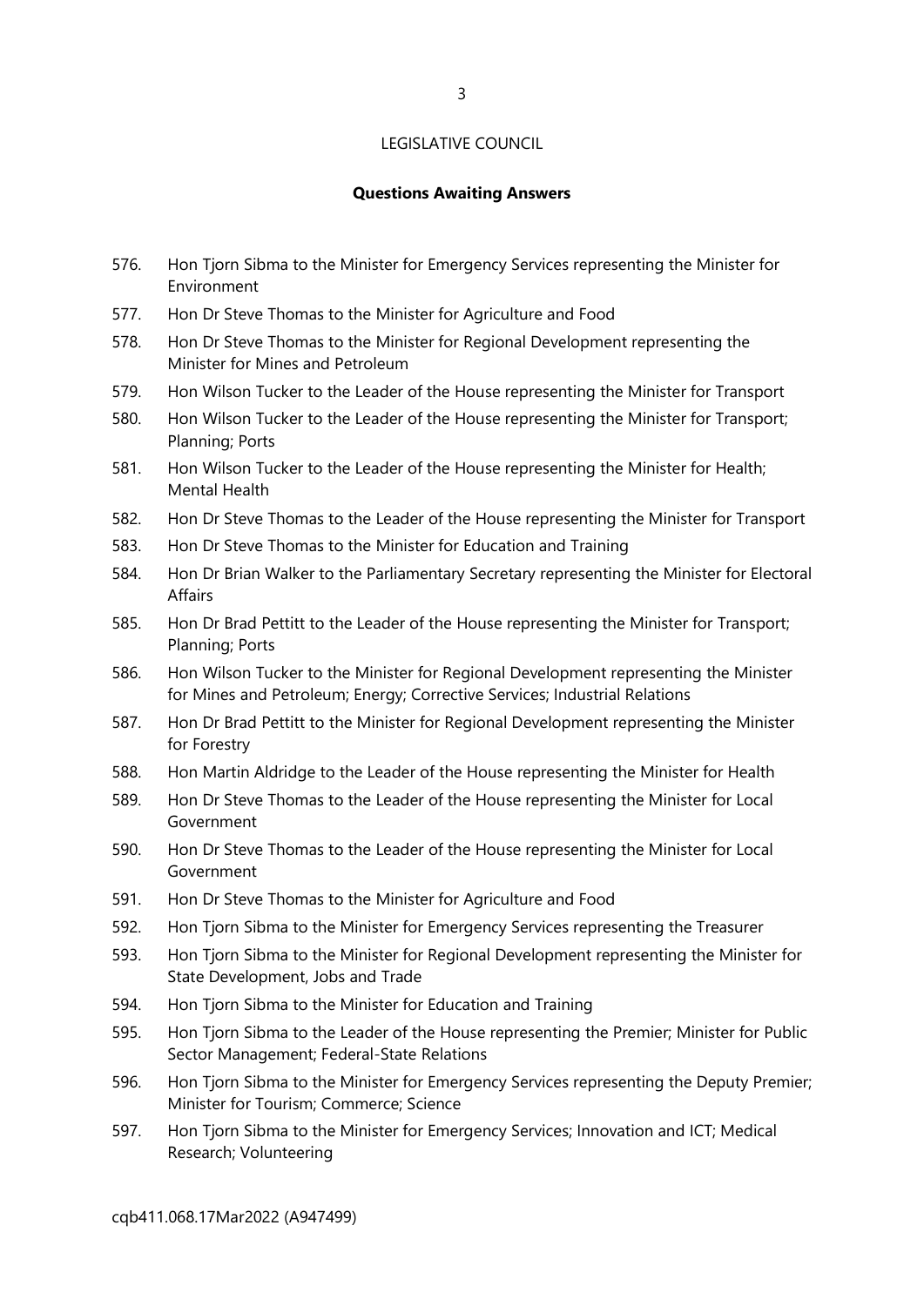LEGISLATIVE COUNCIL

**Questions Awaiting Answers**

576. Hon Tjorn Sibma to the Minister for Emergency Services representing the Minister for Environment
577. Hon Dr Steve Thomas to the Minister for Agriculture and Food
578. Hon Dr Steve Thomas to the Minister for Regional Development representing the Minister for Mines and Petroleum
579. Hon Wilson Tucker to the Leader of the House representing the Minister for Transport
580. Hon Wilson Tucker to the Leader of the House representing the Minister for Transport; Planning; Ports
581. Hon Wilson Tucker to the Leader of the House representing the Minister for Health; Mental Health
582. Hon Dr Steve Thomas to the Leader of the House representing the Minister for Transport
583. Hon Dr Steve Thomas to the Minister for Education and Training
584. Hon Dr Brian Walker to the Parliamentary Secretary representing the Minister for Electoral Affairs
585. Hon Dr Brad Pettitt to the Leader of the House representing the Minister for Transport; Planning; Ports
586. Hon Wilson Tucker to the Minister for Regional Development representing the Minister for Mines and Petroleum; Energy; Corrective Services; Industrial Relations
587. Hon Dr Brad Pettitt to the Minister for Regional Development representing the Minister for Forestry
588. Hon Martin Aldridge to the Leader of the House representing the Minister for Health
589. Hon Dr Steve Thomas to the Leader of the House representing the Minister for Local Government
590. Hon Dr Steve Thomas to the Leader of the House representing the Minister for Local Government
591. Hon Dr Steve Thomas to the Minister for Agriculture and Food
592. Hon Tjorn Sibma to the Minister for Emergency Services representing the Treasurer
593. Hon Tjorn Sibma to the Minister for Regional Development representing the Minister for State Development, Jobs and Trade
594. Hon Tjorn Sibma to the Minister for Education and Training
595. Hon Tjorn Sibma to the Leader of the House representing the Premier; Minister for Public Sector Management; Federal-State Relations
596. Hon Tjorn Sibma to the Minister for Emergency Services representing the Deputy Premier; Minister for Tourism; Commerce; Science
597. Hon Tjorn Sibma to the Minister for Emergency Services; Innovation and ICT; Medical Research; Volunteering

cqb411.068.17Mar2022 (A947499)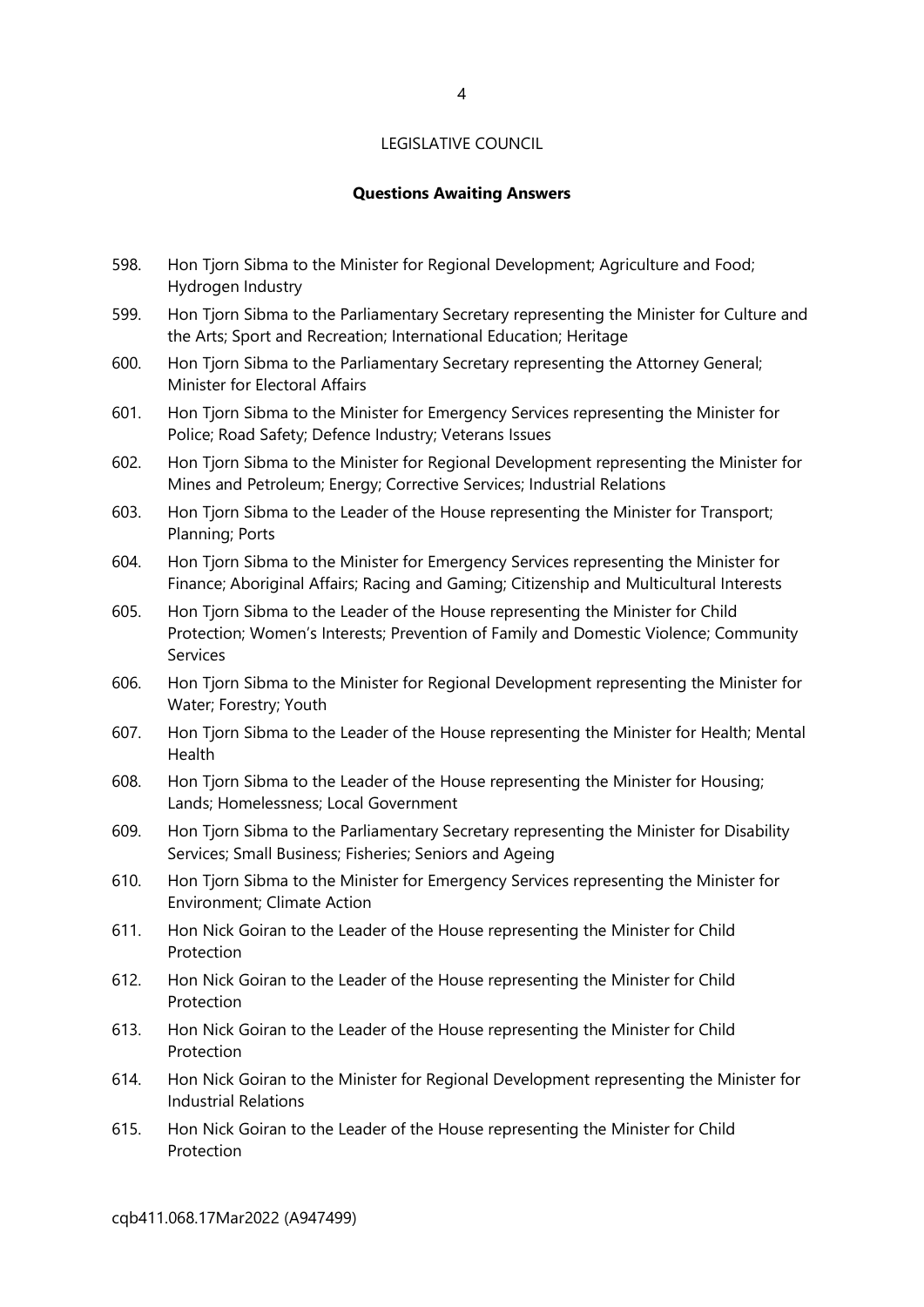LEGISLATIVE COUNCIL

**Questions Awaiting Answers**

598. Hon Tjorn Sibma to the Minister for Regional Development; Agriculture and Food; Hydrogen Industry
599. Hon Tjorn Sibma to the Parliamentary Secretary representing the Minister for Culture and the Arts; Sport and Recreation; International Education; Heritage
600. Hon Tjorn Sibma to the Parliamentary Secretary representing the Attorney General; Minister for Electoral Affairs
601. Hon Tjorn Sibma to the Minister for Emergency Services representing the Minister for Police; Road Safety; Defence Industry; Veterans Issues
602. Hon Tjorn Sibma to the Minister for Regional Development representing the Minister for Mines and Petroleum; Energy; Corrective Services; Industrial Relations
603. Hon Tjorn Sibma to the Leader of the House representing the Minister for Transport; Planning; Ports
604. Hon Tjorn Sibma to the Minister for Emergency Services representing the Minister for Finance; Aboriginal Affairs; Racing and Gaming; Citizenship and Multicultural Interests
605. Hon Tjorn Sibma to the Leader of the House representing the Minister for Child Protection; Women's Interests; Prevention of Family and Domestic Violence; Community Services
606. Hon Tjorn Sibma to the Minister for Regional Development representing the Minister for Water; Forestry; Youth
607. Hon Tjorn Sibma to the Leader of the House representing the Minister for Health; Mental Health
608. Hon Tjorn Sibma to the Leader of the House representing the Minister for Housing; Lands; Homelessness; Local Government
609. Hon Tjorn Sibma to the Parliamentary Secretary representing the Minister for Disability Services; Small Business; Fisheries; Seniors and Ageing
610. Hon Tjorn Sibma to the Minister for Emergency Services representing the Minister for Environment; Climate Action
611. Hon Nick Goiran to the Leader of the House representing the Minister for Child Protection
612. Hon Nick Goiran to the Leader of the House representing the Minister for Child Protection
613. Hon Nick Goiran to the Leader of the House representing the Minister for Child Protection
614. Hon Nick Goiran to the Minister for Regional Development representing the Minister for Industrial Relations
615. Hon Nick Goiran to the Leader of the House representing the Minister for Child Protection

cqb411.068.17Mar2022 (A947499)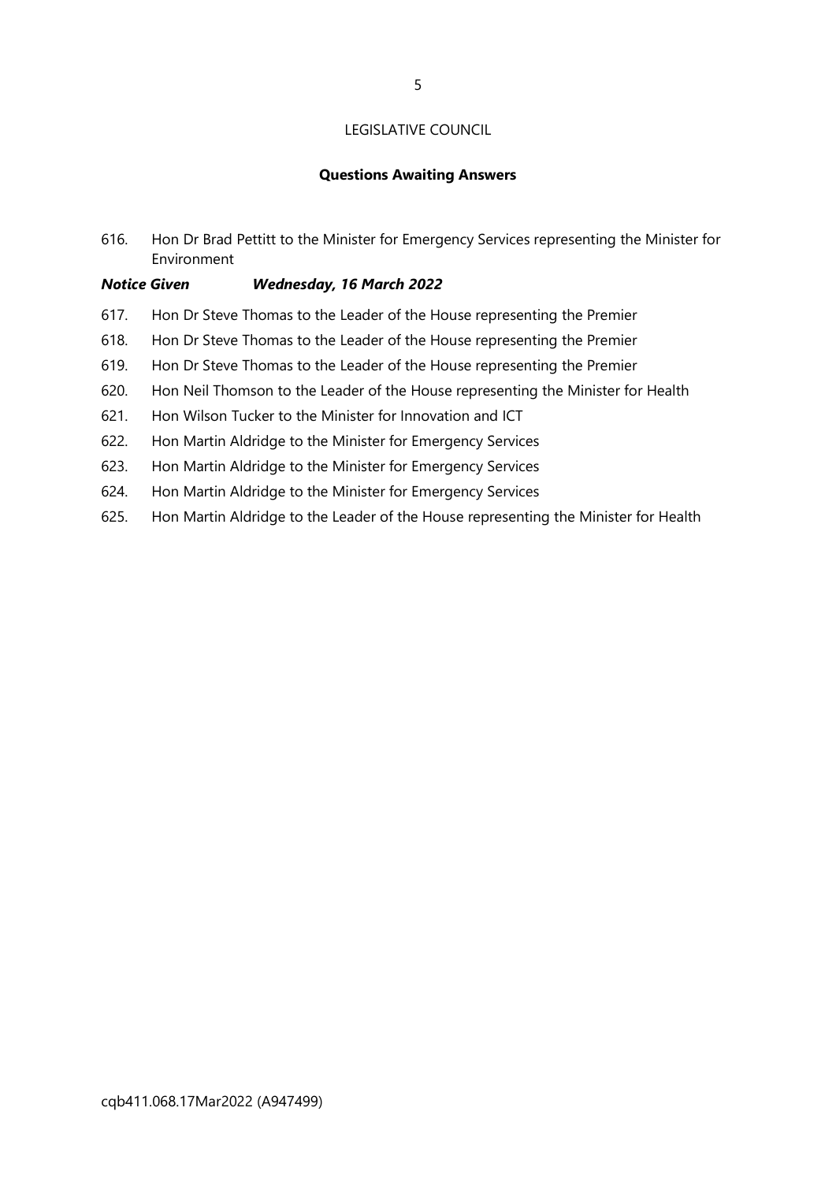LEGISLATIVE COUNCIL

**Questions Awaiting Answers**

616. Hon Dr Brad Pettitt to the Minister for Emergency Services representing the Minister for Environment

***Notice Given Wednesday, 16 March 2022***

617. Hon Dr Steve Thomas to the Leader of the House representing the Premier
618. Hon Dr Steve Thomas to the Leader of the House representing the Premier
619. Hon Dr Steve Thomas to the Leader of the House representing the Premier
620. Hon Neil Thomson to the Leader of the House representing the Minister for Health
621. Hon Wilson Tucker to the Minister for Innovation and ICT
622. Hon Martin Aldridge to the Minister for Emergency Services
623. Hon Martin Aldridge to the Minister for Emergency Services
624. Hon Martin Aldridge to the Minister for Emergency Services
625. Hon Martin Aldridge to the Leader of the House representing the Minister for Health

cqb411.068.17Mar2022 (A947499)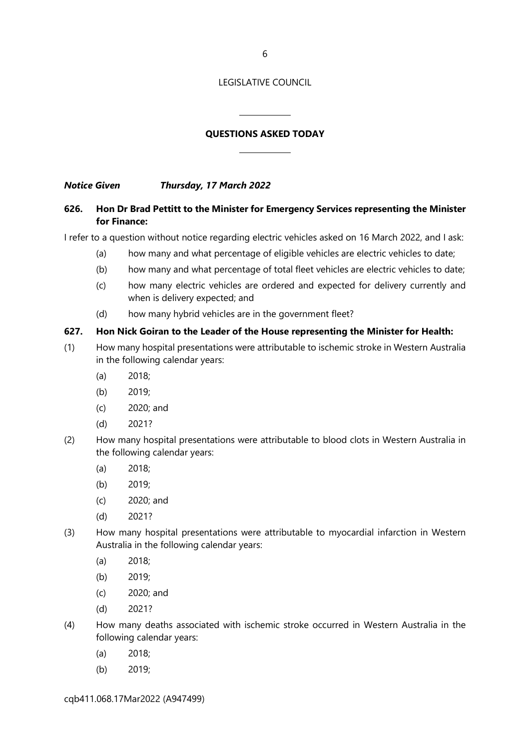LEGISLATIVE COUNCIL

---

## QUESTIONS ASKED TODAY

---

***Notice Given Thursday, 17 March 2022***

**626. Hon Dr Brad Pettitt to the Minister for Emergency Services representing the Minister for Finance:**

I refer to a question without notice regarding electric vehicles asked on 16 March 2022, and I ask:

- (a) how many and what percentage of eligible vehicles are electric vehicles to date;
- (b) how many and what percentage of total fleet vehicles are electric vehicles to date;
- (c) how many electric vehicles are ordered and expected for delivery currently and when is delivery expected; and
- (d) how many hybrid vehicles are in the government fleet?

**627. Hon Nick Goiran to the Leader of the House representing the Minister for Health:**

(1) How many hospital presentations were attributable to ischemic stroke in Western Australia in the following calendar years:

- (a) 2018;
- (b) 2019;
- (c) 2020; and
- (d) 2021?

(2) How many hospital presentations were attributable to blood clots in Western Australia in the following calendar years:

- (a) 2018;
- (b) 2019;
- (c) 2020; and
- (d) 2021?

(3) How many hospital presentations were attributable to myocardial infarction in Western Australia in the following calendar years:

- (a) 2018;
- (b) 2019;
- (c) 2020; and
- (d) 2021?

(4) How many deaths associated with ischemic stroke occurred in Western Australia in the following calendar years:

- (a) 2018;
- (b) 2019;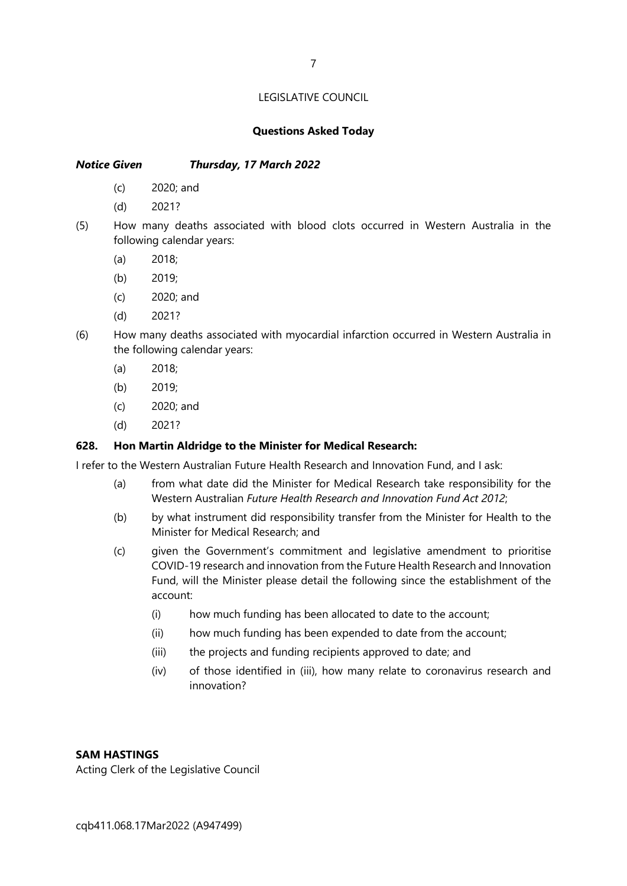LEGISLATIVE COUNCIL

**Questions Asked Today**

***Notice Given Thursday, 17 March 2022***

- (c) 2020; and
- (d) 2021?

(5) How many deaths associated with blood clots occurred in Western Australia in the following calendar years:

- (a) 2018;
- (b) 2019;
- (c) 2020; and
- (d) 2021?

(6) How many deaths associated with myocardial infarction occurred in Western Australia in the following calendar years:

- (a) 2018;
- (b) 2019;
- (c) 2020; and
- (d) 2021?

**628. Hon Martin Aldridge to the Minister for Medical Research:**

I refer to the Western Australian Future Health Research and Innovation Fund, and I ask:

- (a) from what date did the Minister for Medical Research take responsibility for the Western Australian *Future Health Research and Innovation Fund Act 2012*;
- (b) by what instrument did responsibility transfer from the Minister for Health to the Minister for Medical Research; and
- (c) given the Government's commitment and legislative amendment to prioritise COVID-19 research and innovation from the Future Health Research and Innovation Fund, will the Minister please detail the following since the establishment of the account:
  - (i) how much funding has been allocated to date to the account;
  - (ii) how much funding has been expended to date from the account;
  - (iii) the projects and funding recipients approved to date; and
  - (iv) of those identified in (iii), how many relate to coronavirus research and innovation?

**SAM HASTINGS**
Acting Clerk of the Legislative Council

cqb411.068.17Mar2022 (A947499)